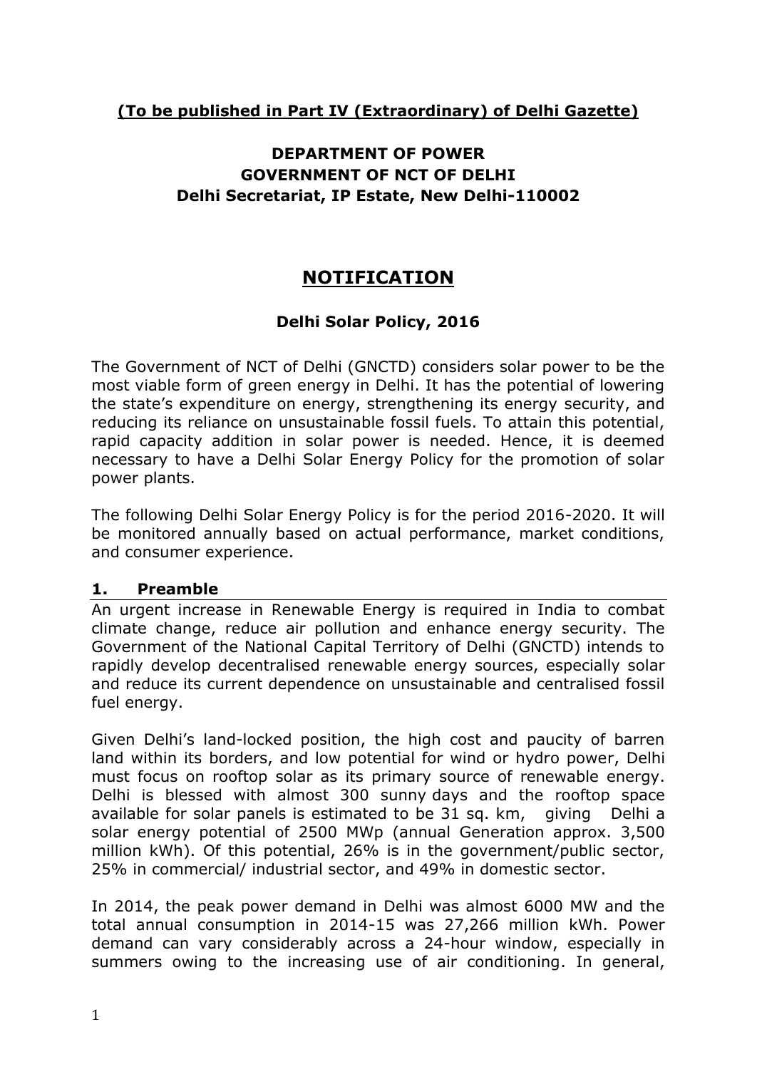**(To be published in Part IV (Extraordinary) of Delhi Gazette)**

**DEPARTMENT OF POWER**
**GOVERNMENT OF NCT OF DELHI**
**Delhi Secretariat, IP Estate, New Delhi-110002**

# NOTIFICATION

## Delhi Solar Policy, 2016

The Government of NCT of Delhi (GNCTD) considers solar power to be the most viable form of green energy in Delhi. It has the potential of lowering the state's expenditure on energy, strengthening its energy security, and reducing its reliance on unsustainable fossil fuels. To attain this potential, rapid capacity addition in solar power is needed. Hence, it is deemed necessary to have a Delhi Solar Energy Policy for the promotion of solar power plants.

The following Delhi Solar Energy Policy is for the period 2016-2020. It will be monitored annually based on actual performance, market conditions, and consumer experience.

### 1. Preamble

An urgent increase in Renewable Energy is required in India to combat climate change, reduce air pollution and enhance energy security. The Government of the National Capital Territory of Delhi (GNCTD) intends to rapidly develop decentralised renewable energy sources, especially solar and reduce its current dependence on unsustainable and centralised fossil fuel energy.

Given Delhi's land-locked position, the high cost and paucity of barren land within its borders, and low potential for wind or hydro power, Delhi must focus on rooftop solar as its primary source of renewable energy. Delhi is blessed with almost 300 sunny days and the rooftop space available for solar panels is estimated to be 31 sq. km, giving Delhi a solar energy potential of 2500 MWp (annual Generation approx. 3,500 million kWh). Of this potential, 26% is in the government/public sector, 25% in commercial/ industrial sector, and 49% in domestic sector.

In 2014, the peak power demand in Delhi was almost 6000 MW and the total annual consumption in 2014-15 was 27,266 million kWh. Power demand can vary considerably across a 24-hour window, especially in summers owing to the increasing use of air conditioning. In general,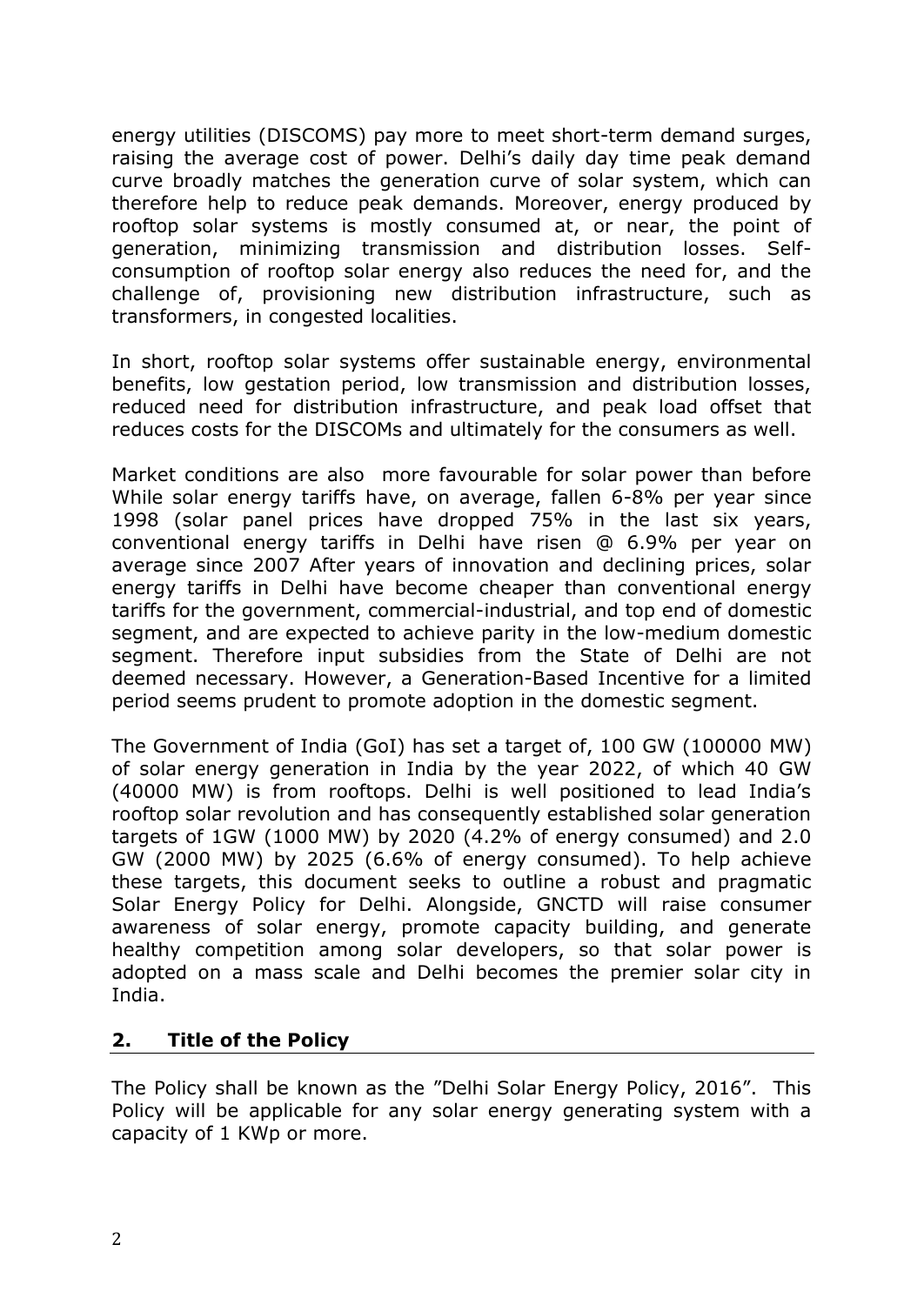energy utilities (DISCOMS) pay more to meet short-term demand surges, raising the average cost of power. Delhi's daily day time peak demand curve broadly matches the generation curve of solar system, which can therefore help to reduce peak demands. Moreover, energy produced by rooftop solar systems is mostly consumed at, or near, the point of generation, minimizing transmission and distribution losses. Self-consumption of rooftop solar energy also reduces the need for, and the challenge of, provisioning new distribution infrastructure, such as transformers, in congested localities.

In short, rooftop solar systems offer sustainable energy, environmental benefits, low gestation period, low transmission and distribution losses, reduced need for distribution infrastructure, and peak load offset that reduces costs for the DISCOMs and ultimately for the consumers as well.

Market conditions are also more favourable for solar power than before While solar energy tariffs have, on average, fallen 6-8% per year since 1998 (solar panel prices have dropped 75% in the last six years, conventional energy tariffs in Delhi have risen @ 6.9% per year on average since 2007 After years of innovation and declining prices, solar energy tariffs in Delhi have become cheaper than conventional energy tariffs for the government, commercial-industrial, and top end of domestic segment, and are expected to achieve parity in the low-medium domestic segment. Therefore input subsidies from the State of Delhi are not deemed necessary. However, a Generation-Based Incentive for a limited period seems prudent to promote adoption in the domestic segment.

The Government of India (GoI) has set a target of, 100 GW (100000 MW) of solar energy generation in India by the year 2022, of which 40 GW (40000 MW) is from rooftops. Delhi is well positioned to lead India's rooftop solar revolution and has consequently established solar generation targets of 1GW (1000 MW) by 2020 (4.2% of energy consumed) and 2.0 GW (2000 MW) by 2025 (6.6% of energy consumed). To help achieve these targets, this document seeks to outline a robust and pragmatic Solar Energy Policy for Delhi. Alongside, GNCTD will raise consumer awareness of solar energy, promote capacity building, and generate healthy competition among solar developers, so that solar power is adopted on a mass scale and Delhi becomes the premier solar city in India.

## 2. Title of the Policy

The Policy shall be known as the "Delhi Solar Energy Policy, 2016". This Policy will be applicable for any solar energy generating system with a capacity of 1 KWp or more.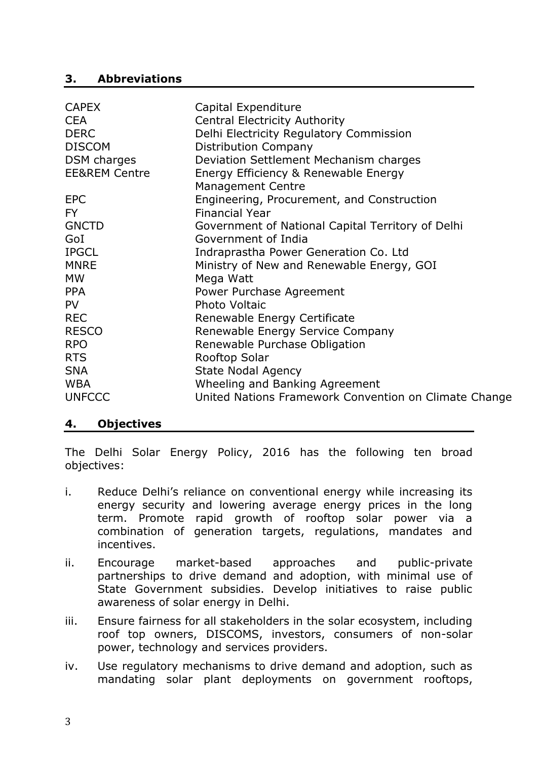## 3. Abbreviations

| | |
|---|---|
| CAPEX | Capital Expenditure |
| CEA | Central Electricity Authority |
| DERC | Delhi Electricity Regulatory Commission |
| DISCOM | Distribution Company |
| DSM charges | Deviation Settlement Mechanism charges |
| EE&REM Centre | Energy Efficiency & Renewable Energy Management Centre |
| EPC | Engineering, Procurement, and Construction |
| FY | Financial Year |
| GNCTD | Government of National Capital Territory of Delhi |
| GoI | Government of India |
| IPGCL | Indraprastha Power Generation Co. Ltd |
| MNRE | Ministry of New and Renewable Energy, GOI |
| MW | Mega Watt |
| PPA | Power Purchase Agreement |
| PV | Photo Voltaic |
| REC | Renewable Energy Certificate |
| RESCO | Renewable Energy Service Company |
| RPO | Renewable Purchase Obligation |
| RTS | Rooftop Solar |
| SNA | State Nodal Agency |
| WBA | Wheeling and Banking Agreement |
| UNFCCC | United Nations Framework Convention on Climate Change |

## 4. Objectives

The Delhi Solar Energy Policy, 2016 has the following ten broad objectives:

i. Reduce Delhi's reliance on conventional energy while increasing its energy security and lowering average energy prices in the long term. Promote rapid growth of rooftop solar power via a combination of generation targets, regulations, mandates and incentives.

ii. Encourage market-based approaches and public-private partnerships to drive demand and adoption, with minimal use of State Government subsidies. Develop initiatives to raise public awareness of solar energy in Delhi.

iii. Ensure fairness for all stakeholders in the solar ecosystem, including roof top owners, DISCOMS, investors, consumers of non-solar power, technology and services providers.

iv. Use regulatory mechanisms to drive demand and adoption, such as mandating solar plant deployments on government rooftops,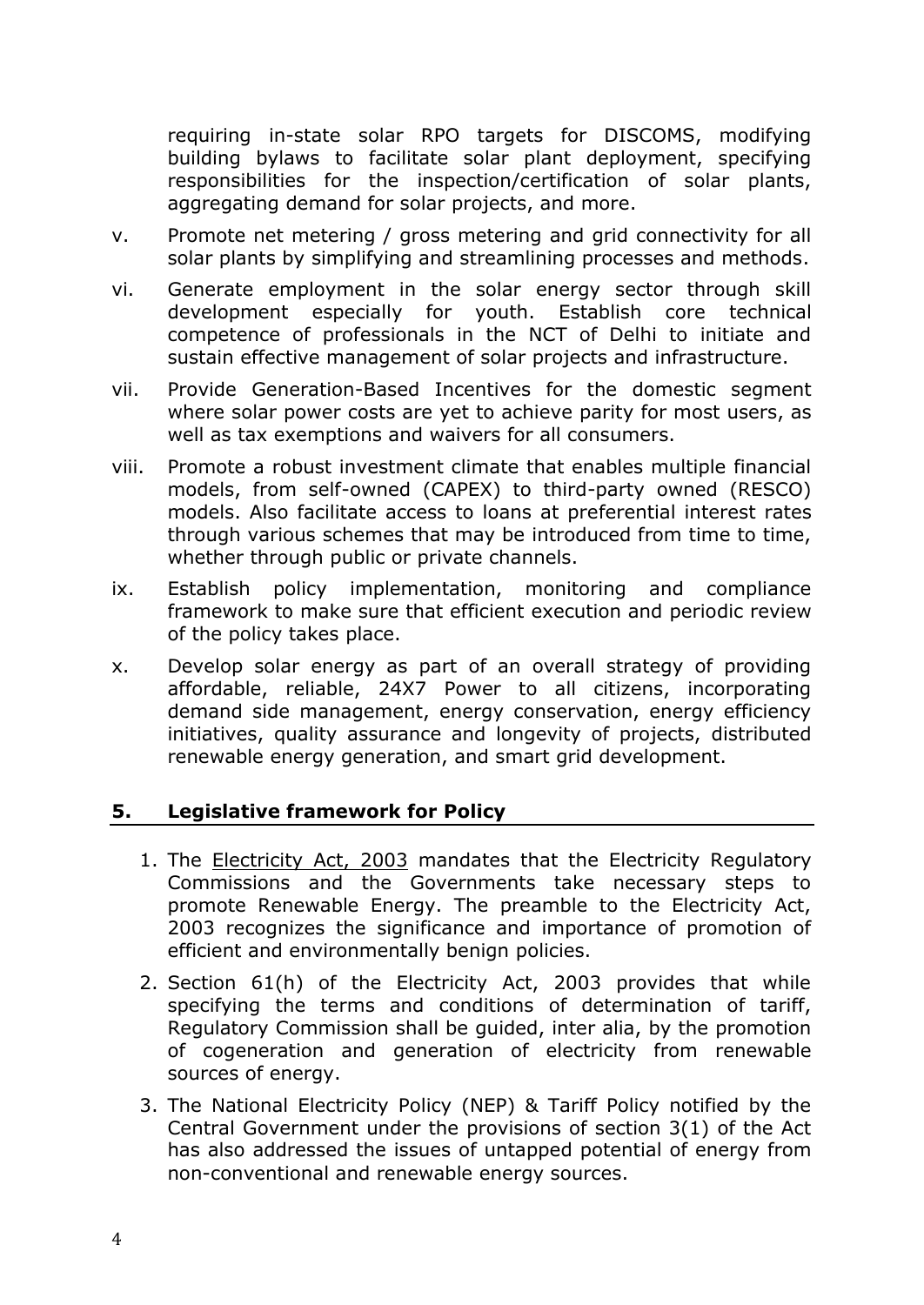requiring in-state solar RPO targets for DISCOMS, modifying building bylaws to facilitate solar plant deployment, specifying responsibilities for the inspection/certification of solar plants, aggregating demand for solar projects, and more.

v. Promote net metering / gross metering and grid connectivity for all solar plants by simplifying and streamlining processes and methods.

vi. Generate employment in the solar energy sector through skill development especially for youth. Establish core technical competence of professionals in the NCT of Delhi to initiate and sustain effective management of solar projects and infrastructure.

vii. Provide Generation-Based Incentives for the domestic segment where solar power costs are yet to achieve parity for most users, as well as tax exemptions and waivers for all consumers.

viii. Promote a robust investment climate that enables multiple financial models, from self-owned (CAPEX) to third-party owned (RESCO) models. Also facilitate access to loans at preferential interest rates through various schemes that may be introduced from time to time, whether through public or private channels.

ix. Establish policy implementation, monitoring and compliance framework to make sure that efficient execution and periodic review of the policy takes place.

x. Develop solar energy as part of an overall strategy of providing affordable, reliable, 24X7 Power to all citizens, incorporating demand side management, energy conservation, energy efficiency initiatives, quality assurance and longevity of projects, distributed renewable energy generation, and smart grid development.

## 5. Legislative framework for Policy

1. The Electricity Act, 2003 mandates that the Electricity Regulatory Commissions and the Governments take necessary steps to promote Renewable Energy. The preamble to the Electricity Act, 2003 recognizes the significance and importance of promotion of efficient and environmentally benign policies.
2. Section 61(h) of the Electricity Act, 2003 provides that while specifying the terms and conditions of determination of tariff, Regulatory Commission shall be guided, inter alia, by the promotion of cogeneration and generation of electricity from renewable sources of energy.
3. The National Electricity Policy (NEP) & Tariff Policy notified by the Central Government under the provisions of section 3(1) of the Act has also addressed the issues of untapped potential of energy from non-conventional and renewable energy sources.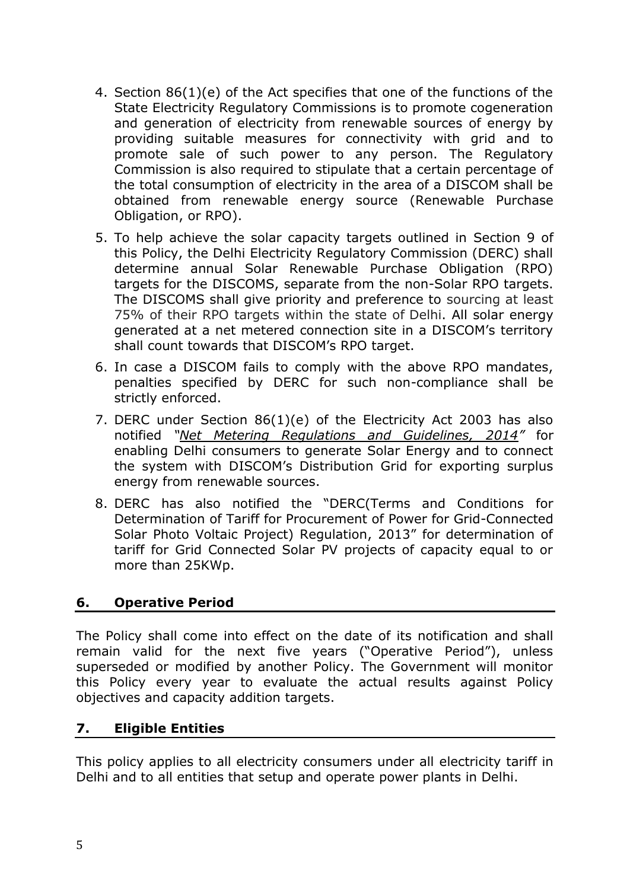4. Section 86(1)(e) of the Act specifies that one of the functions of the State Electricity Regulatory Commissions is to promote cogeneration and generation of electricity from renewable sources of energy by providing suitable measures for connectivity with grid and to promote sale of such power to any person. The Regulatory Commission is also required to stipulate that a certain percentage of the total consumption of electricity in the area of a DISCOM shall be obtained from renewable energy source (Renewable Purchase Obligation, or RPO).

5. To help achieve the solar capacity targets outlined in Section 9 of this Policy, the Delhi Electricity Regulatory Commission (DERC) shall determine annual Solar Renewable Purchase Obligation (RPO) targets for the DISCOMS, separate from the non-Solar RPO targets. The DISCOMS shall give priority and preference to sourcing at least 75% of their RPO targets within the state of Delhi. All solar energy generated at a net metered connection site in a DISCOM's territory shall count towards that DISCOM's RPO target.

6. In case a DISCOM fails to comply with the above RPO mandates, penalties specified by DERC for such non-compliance shall be strictly enforced.

7. DERC under Section 86(1)(e) of the Electricity Act 2003 has also notified *"Net Metering Regulations and Guidelines, 2014"* for enabling Delhi consumers to generate Solar Energy and to connect the system with DISCOM's Distribution Grid for exporting surplus energy from renewable sources.

8. DERC has also notified the "DERC(Terms and Conditions for Determination of Tariff for Procurement of Power for Grid-Connected Solar Photo Voltaic Project) Regulation, 2013" for determination of tariff for Grid Connected Solar PV projects of capacity equal to or more than 25KWp.

## 6. Operative Period

The Policy shall come into effect on the date of its notification and shall remain valid for the next five years ("Operative Period"), unless superseded or modified by another Policy. The Government will monitor this Policy every year to evaluate the actual results against Policy objectives and capacity addition targets.

## 7. Eligible Entities

This policy applies to all electricity consumers under all electricity tariff in Delhi and to all entities that setup and operate power plants in Delhi.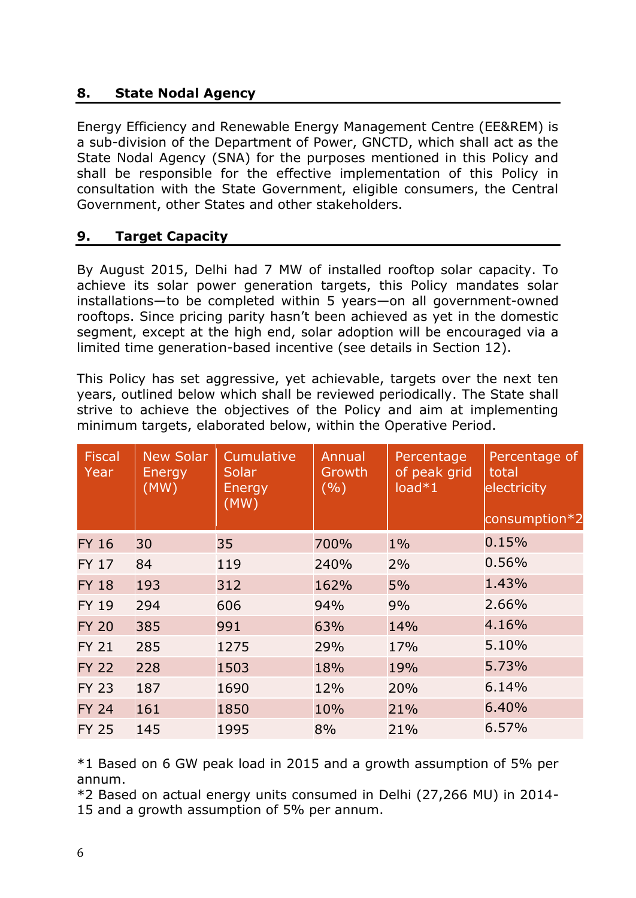## 8. State Nodal Agency

Energy Efficiency and Renewable Energy Management Centre (EE&REM) is a sub-division of the Department of Power, GNCTD, which shall act as the State Nodal Agency (SNA) for the purposes mentioned in this Policy and shall be responsible for the effective implementation of this Policy in consultation with the State Government, eligible consumers, the Central Government, other States and other stakeholders.

## 9. Target Capacity

By August 2015, Delhi had 7 MW of installed rooftop solar capacity. To achieve its solar power generation targets, this Policy mandates solar installations—to be completed within 5 years—on all government-owned rooftops. Since pricing parity hasn't been achieved as yet in the domestic segment, except at the high end, solar adoption will be encouraged via a limited time generation-based incentive (see details in Section 12).

This Policy has set aggressive, yet achievable, targets over the next ten years, outlined below which shall be reviewed periodically. The State shall strive to achieve the objectives of the Policy and aim at implementing minimum targets, elaborated below, within the Operative Period.

| Fiscal Year | New Solar Energy (MW) | Cumulative Solar Energy (MW) | Annual Growth (%) | Percentage of peak grid load*1 | Percentage of total electricity consumption*2 |
|---|---|---|---|---|---|
| FY 16 | 30 | 35 | 700% | 1% | 0.15% |
| FY 17 | 84 | 119 | 240% | 2% | 0.56% |
| FY 18 | 193 | 312 | 162% | 5% | 1.43% |
| FY 19 | 294 | 606 | 94% | 9% | 2.66% |
| FY 20 | 385 | 991 | 63% | 14% | 4.16% |
| FY 21 | 285 | 1275 | 29% | 17% | 5.10% |
| FY 22 | 228 | 1503 | 18% | 19% | 5.73% |
| FY 23 | 187 | 1690 | 12% | 20% | 6.14% |
| FY 24 | 161 | 1850 | 10% | 21% | 6.40% |
| FY 25 | 145 | 1995 | 8% | 21% | 6.57% |

*1 Based on 6 GW peak load in 2015 and a growth assumption of 5% per annum.

*2 Based on actual energy units consumed in Delhi (27,266 MU) in 2014-15 and a growth assumption of 5% per annum.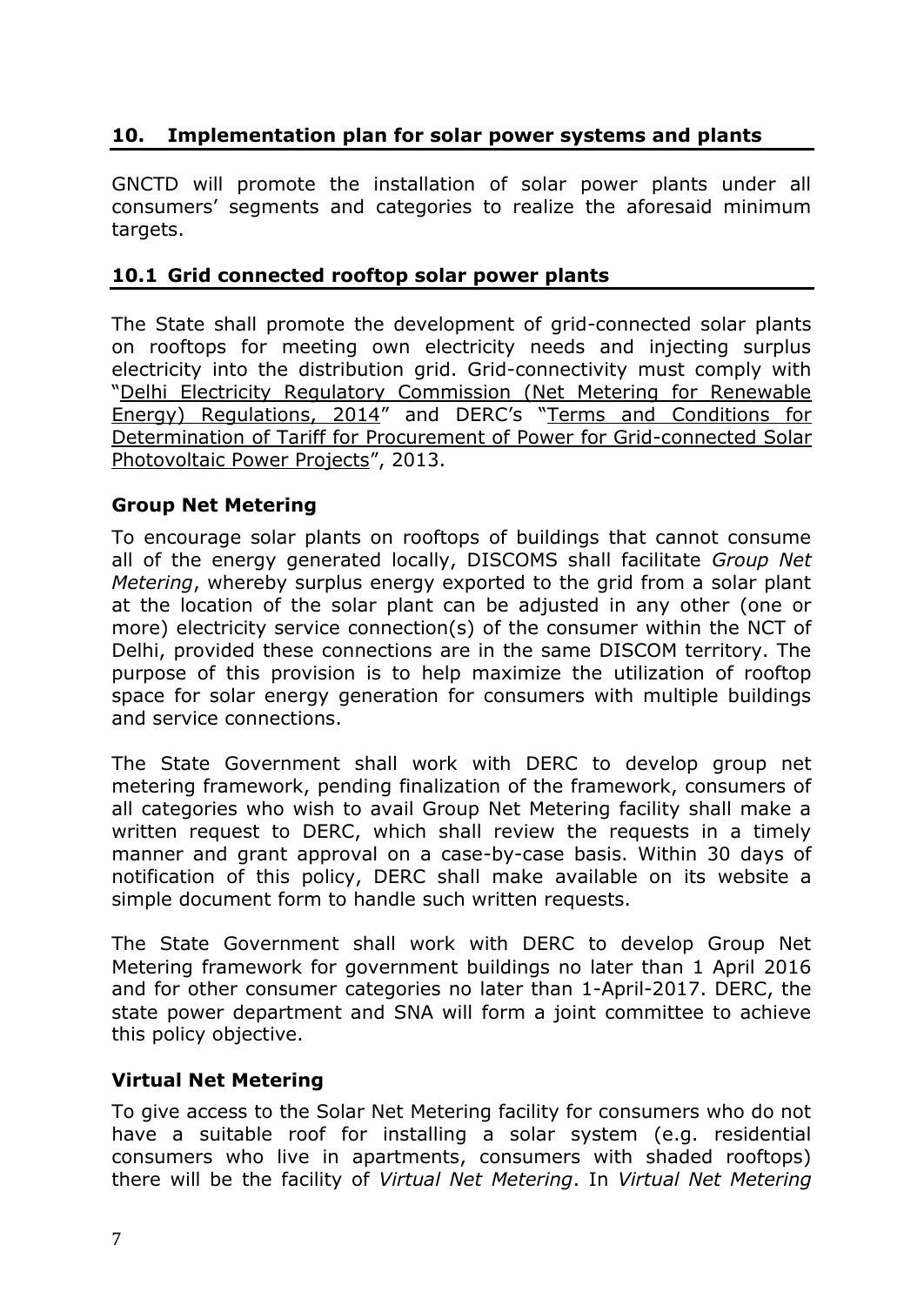## 10. Implementation plan for solar power systems and plants

GNCTD will promote the installation of solar power plants under all consumers' segments and categories to realize the aforesaid minimum targets.

### 10.1 Grid connected rooftop solar power plants

The State shall promote the development of grid-connected solar plants on rooftops for meeting own electricity needs and injecting surplus electricity into the distribution grid. Grid-connectivity must comply with "Delhi Electricity Regulatory Commission (Net Metering for Renewable Energy) Regulations, 2014" and DERC's "Terms and Conditions for Determination of Tariff for Procurement of Power for Grid-connected Solar Photovoltaic Power Projects", 2013.

**Group Net Metering**

To encourage solar plants on rooftops of buildings that cannot consume all of the energy generated locally, DISCOMS shall facilitate *Group Net Metering*, whereby surplus energy exported to the grid from a solar plant at the location of the solar plant can be adjusted in any other (one or more) electricity service connection(s) of the consumer within the NCT of Delhi, provided these connections are in the same DISCOM territory. The purpose of this provision is to help maximize the utilization of rooftop space for solar energy generation for consumers with multiple buildings and service connections.

The State Government shall work with DERC to develop group net metering framework, pending finalization of the framework, consumers of all categories who wish to avail Group Net Metering facility shall make a written request to DERC, which shall review the requests in a timely manner and grant approval on a case-by-case basis. Within 30 days of notification of this policy, DERC shall make available on its website a simple document form to handle such written requests.

The State Government shall work with DERC to develop Group Net Metering framework for government buildings no later than 1 April 2016 and for other consumer categories no later than 1-April-2017. DERC, the state power department and SNA will form a joint committee to achieve this policy objective.

**Virtual Net Metering**

To give access to the Solar Net Metering facility for consumers who do not have a suitable roof for installing a solar system (e.g. residential consumers who live in apartments, consumers with shaded rooftops) there will be the facility of *Virtual Net Metering*. In *Virtual Net Metering*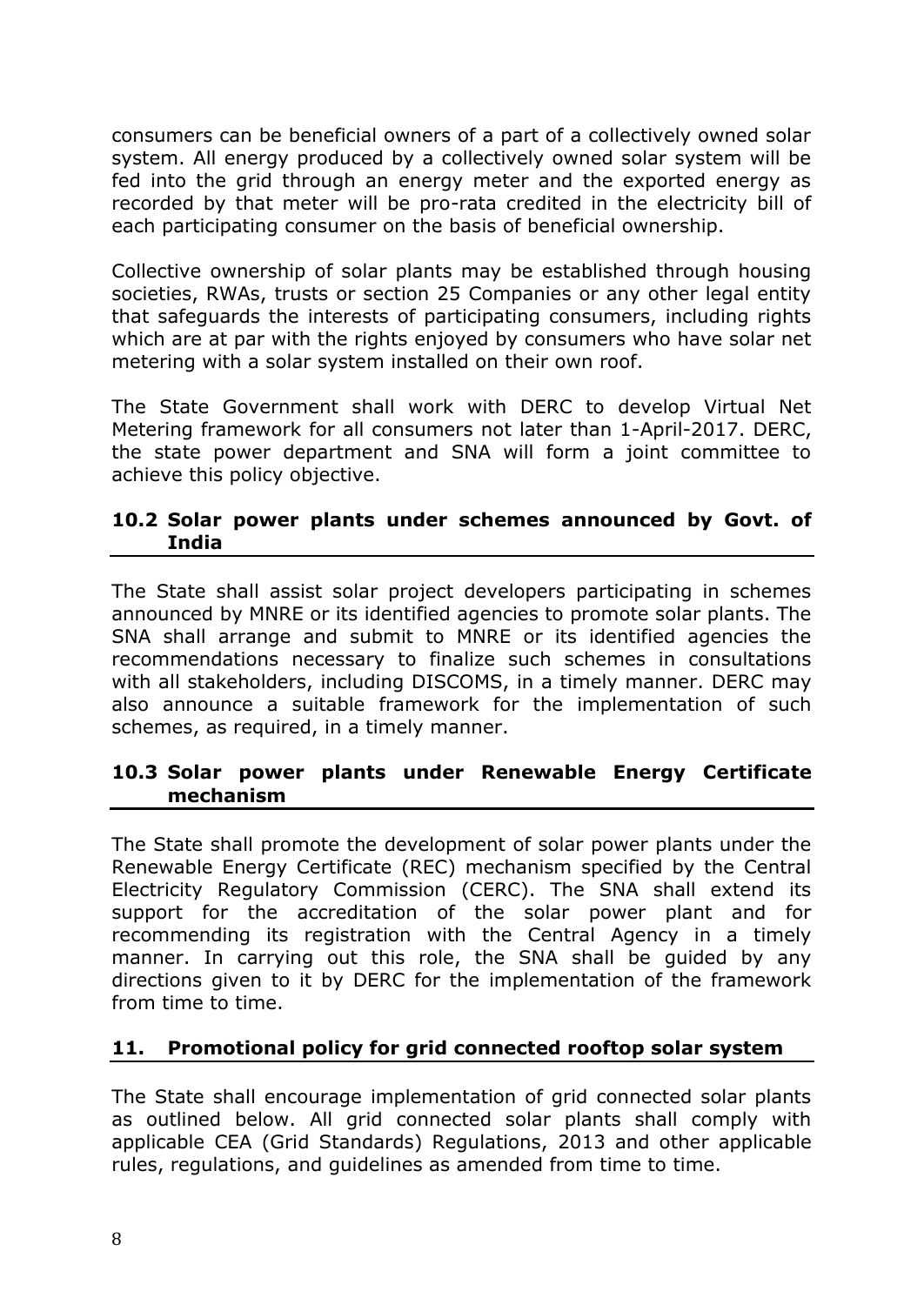consumers can be beneficial owners of a part of a collectively owned solar system. All energy produced by a collectively owned solar system will be fed into the grid through an energy meter and the exported energy as recorded by that meter will be pro-rata credited in the electricity bill of each participating consumer on the basis of beneficial ownership.

Collective ownership of solar plants may be established through housing societies, RWAs, trusts or section 25 Companies or any other legal entity that safeguards the interests of participating consumers, including rights which are at par with the rights enjoyed by consumers who have solar net metering with a solar system installed on their own roof.

The State Government shall work with DERC to develop Virtual Net Metering framework for all consumers not later than 1-April-2017. DERC, the state power department and SNA will form a joint committee to achieve this policy objective.

### 10.2 Solar power plants under schemes announced by Govt. of India

The State shall assist solar project developers participating in schemes announced by MNRE or its identified agencies to promote solar plants. The SNA shall arrange and submit to MNRE or its identified agencies the recommendations necessary to finalize such schemes in consultations with all stakeholders, including DISCOMS, in a timely manner. DERC may also announce a suitable framework for the implementation of such schemes, as required, in a timely manner.

### 10.3 Solar power plants under Renewable Energy Certificate mechanism

The State shall promote the development of solar power plants under the Renewable Energy Certificate (REC) mechanism specified by the Central Electricity Regulatory Commission (CERC). The SNA shall extend its support for the accreditation of the solar power plant and for recommending its registration with the Central Agency in a timely manner. In carrying out this role, the SNA shall be guided by any directions given to it by DERC for the implementation of the framework from time to time.

## 11. Promotional policy for grid connected rooftop solar system

The State shall encourage implementation of grid connected solar plants as outlined below. All grid connected solar plants shall comply with applicable CEA (Grid Standards) Regulations, 2013 and other applicable rules, regulations, and guidelines as amended from time to time.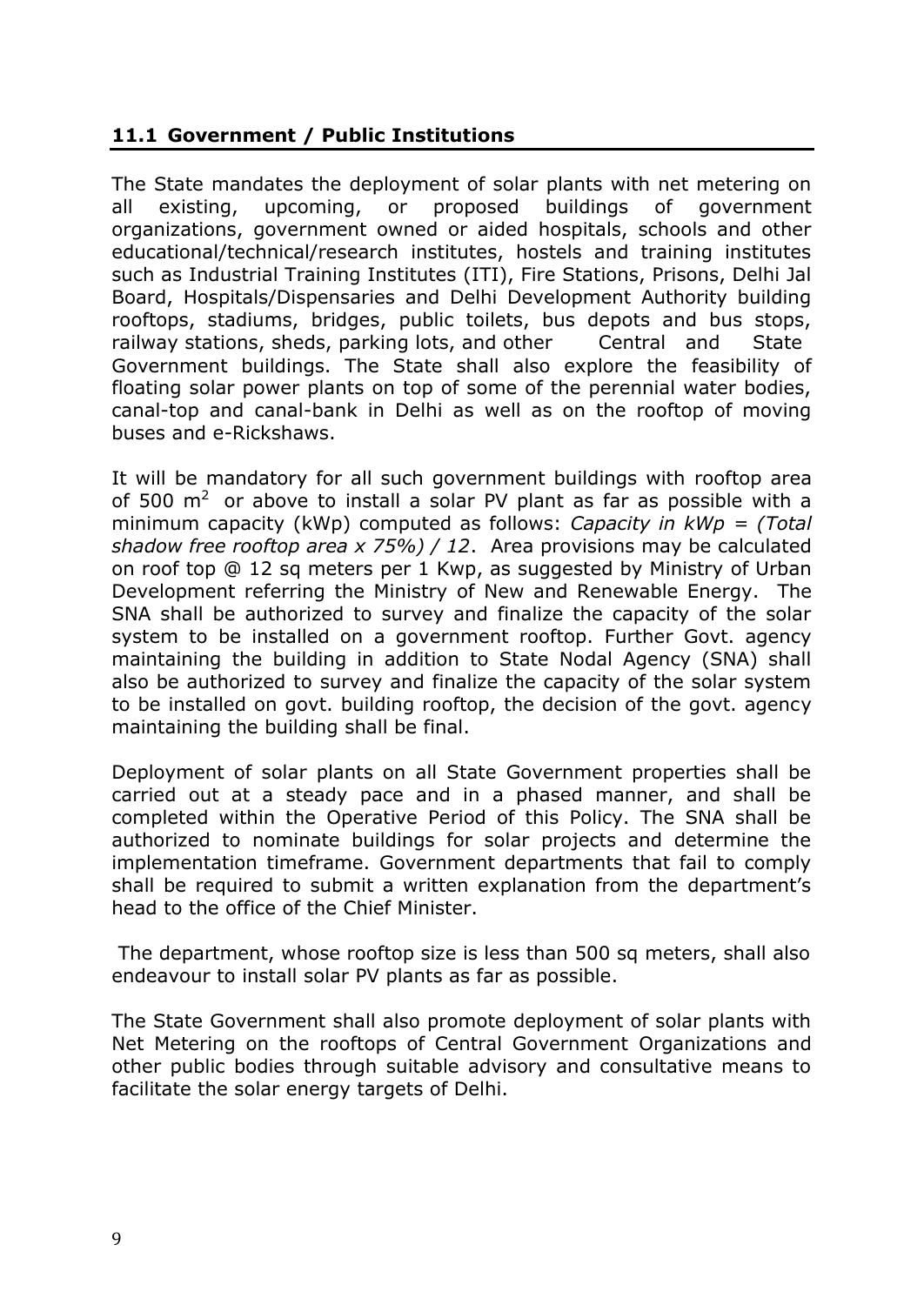## 11.1 Government / Public Institutions

The State mandates the deployment of solar plants with net metering on all existing, upcoming, or proposed buildings of government organizations, government owned or aided hospitals, schools and other educational/technical/research institutes, hostels and training institutes such as Industrial Training Institutes (ITI), Fire Stations, Prisons, Delhi Jal Board, Hospitals/Dispensaries and Delhi Development Authority building rooftops, stadiums, bridges, public toilets, bus depots and bus stops, railway stations, sheds, parking lots, and other Central and State Government buildings. The State shall also explore the feasibility of floating solar power plants on top of some of the perennial water bodies, canal-top and canal-bank in Delhi as well as on the rooftop of moving buses and e-Rickshaws.

It will be mandatory for all such government buildings with rooftop area of 500 $m^2$ or above to install a solar PV plant as far as possible with a minimum capacity (kWp) computed as follows: *Capacity in kWp = (Total shadow free rooftop area x 75%) / 12*. Area provisions may be calculated on roof top @ 12 sq meters per 1 Kwp, as suggested by Ministry of Urban Development referring the Ministry of New and Renewable Energy. The SNA shall be authorized to survey and finalize the capacity of the solar system to be installed on a government rooftop. Further Govt. agency maintaining the building in addition to State Nodal Agency (SNA) shall also be authorized to survey and finalize the capacity of the solar system to be installed on govt. building rooftop, the decision of the govt. agency maintaining the building shall be final.

Deployment of solar plants on all State Government properties shall be carried out at a steady pace and in a phased manner, and shall be completed within the Operative Period of this Policy. The SNA shall be authorized to nominate buildings for solar projects and determine the implementation timeframe. Government departments that fail to comply shall be required to submit a written explanation from the department's head to the office of the Chief Minister.

The department, whose rooftop size is less than 500 sq meters, shall also endeavour to install solar PV plants as far as possible.

The State Government shall also promote deployment of solar plants with Net Metering on the rooftops of Central Government Organizations and other public bodies through suitable advisory and consultative means to facilitate the solar energy targets of Delhi.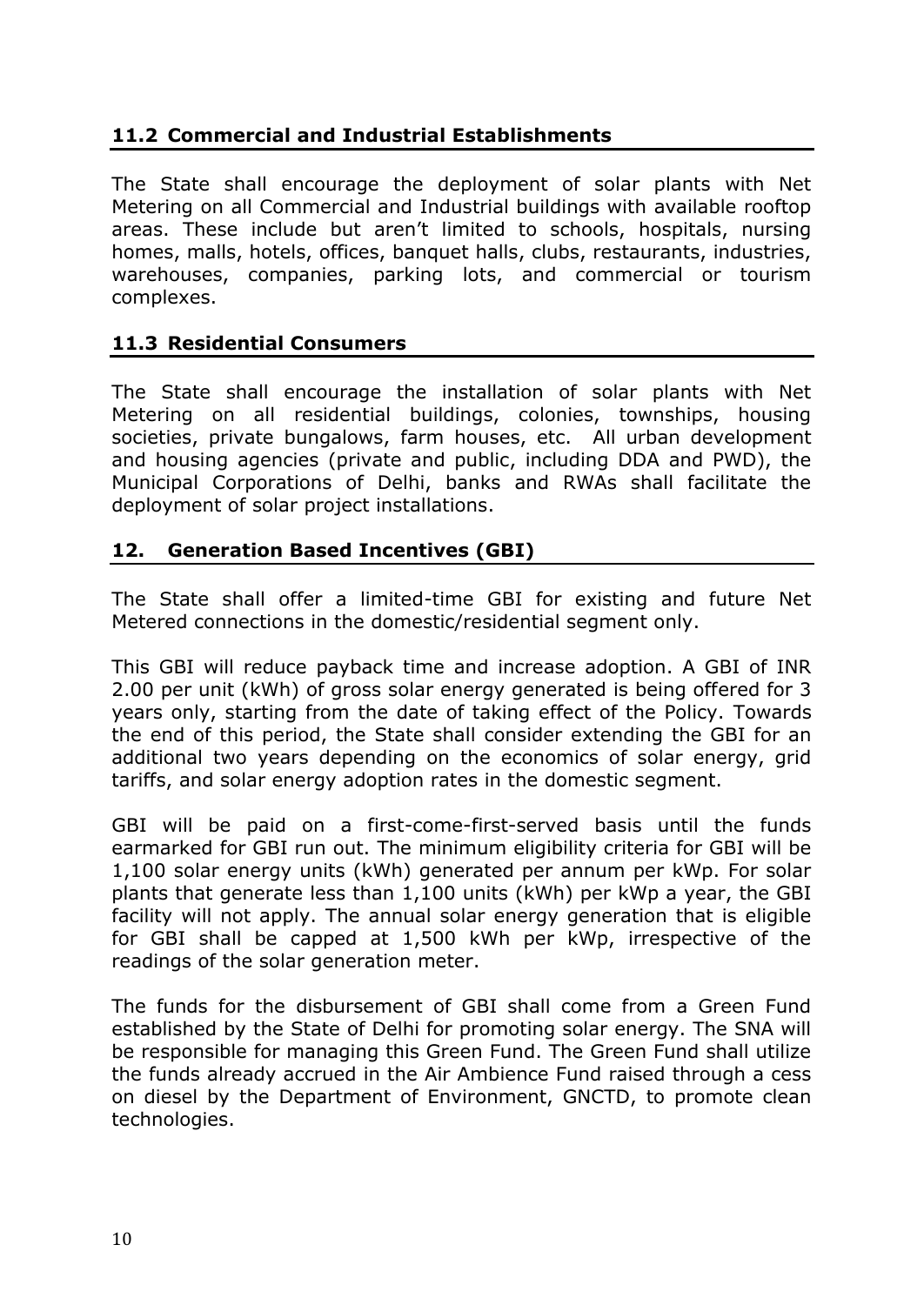### 11.2 Commercial and Industrial Establishments

The State shall encourage the deployment of solar plants with Net Metering on all Commercial and Industrial buildings with available rooftop areas. These include but aren't limited to schools, hospitals, nursing homes, malls, hotels, offices, banquet halls, clubs, restaurants, industries, warehouses, companies, parking lots, and commercial or tourism complexes.

### 11.3 Residential Consumers

The State shall encourage the installation of solar plants with Net Metering on all residential buildings, colonies, townships, housing societies, private bungalows, farm houses, etc. All urban development and housing agencies (private and public, including DDA and PWD), the Municipal Corporations of Delhi, banks and RWAs shall facilitate the deployment of solar project installations.

## 12. Generation Based Incentives (GBI)

The State shall offer a limited-time GBI for existing and future Net Metered connections in the domestic/residential segment only.

This GBI will reduce payback time and increase adoption. A GBI of INR 2.00 per unit (kWh) of gross solar energy generated is being offered for 3 years only, starting from the date of taking effect of the Policy. Towards the end of this period, the State shall consider extending the GBI for an additional two years depending on the economics of solar energy, grid tariffs, and solar energy adoption rates in the domestic segment.

GBI will be paid on a first-come-first-served basis until the funds earmarked for GBI run out. The minimum eligibility criteria for GBI will be 1,100 solar energy units (kWh) generated per annum per kWp. For solar plants that generate less than 1,100 units (kWh) per kWp a year, the GBI facility will not apply. The annual solar energy generation that is eligible for GBI shall be capped at 1,500 kWh per kWp, irrespective of the readings of the solar generation meter.

The funds for the disbursement of GBI shall come from a Green Fund established by the State of Delhi for promoting solar energy. The SNA will be responsible for managing this Green Fund. The Green Fund shall utilize the funds already accrued in the Air Ambience Fund raised through a cess on diesel by the Department of Environment, GNCTD, to promote clean technologies.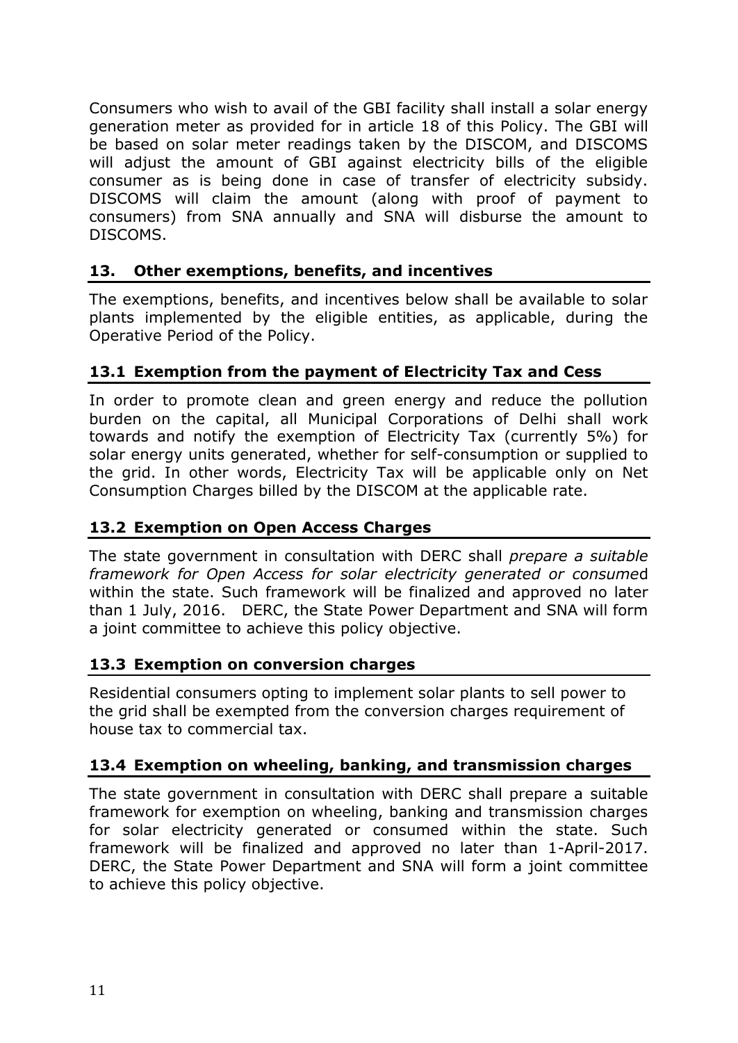Consumers who wish to avail of the GBI facility shall install a solar energy generation meter as provided for in article 18 of this Policy. The GBI will be based on solar meter readings taken by the DISCOM, and DISCOMS will adjust the amount of GBI against electricity bills of the eligible consumer as is being done in case of transfer of electricity subsidy. DISCOMS will claim the amount (along with proof of payment to consumers) from SNA annually and SNA will disburse the amount to DISCOMS.

## 13. Other exemptions, benefits, and incentives

The exemptions, benefits, and incentives below shall be available to solar plants implemented by the eligible entities, as applicable, during the Operative Period of the Policy.

### 13.1 Exemption from the payment of Electricity Tax and Cess

In order to promote clean and green energy and reduce the pollution burden on the capital, all Municipal Corporations of Delhi shall work towards and notify the exemption of Electricity Tax (currently 5%) for solar energy units generated, whether for self-consumption or supplied to the grid. In other words, Electricity Tax will be applicable only on Net Consumption Charges billed by the DISCOM at the applicable rate.

### 13.2 Exemption on Open Access Charges

The state government in consultation with DERC shall *prepare a suitable framework for Open Access for solar electricity generated or consume*d within the state. Such framework will be finalized and approved no later than 1 July, 2016. DERC, the State Power Department and SNA will form a joint committee to achieve this policy objective.

### 13.3 Exemption on conversion charges

Residential consumers opting to implement solar plants to sell power to the grid shall be exempted from the conversion charges requirement of house tax to commercial tax.

### 13.4 Exemption on wheeling, banking, and transmission charges

The state government in consultation with DERC shall prepare a suitable framework for exemption on wheeling, banking and transmission charges for solar electricity generated or consumed within the state. Such framework will be finalized and approved no later than 1-April-2017. DERC, the State Power Department and SNA will form a joint committee to achieve this policy objective.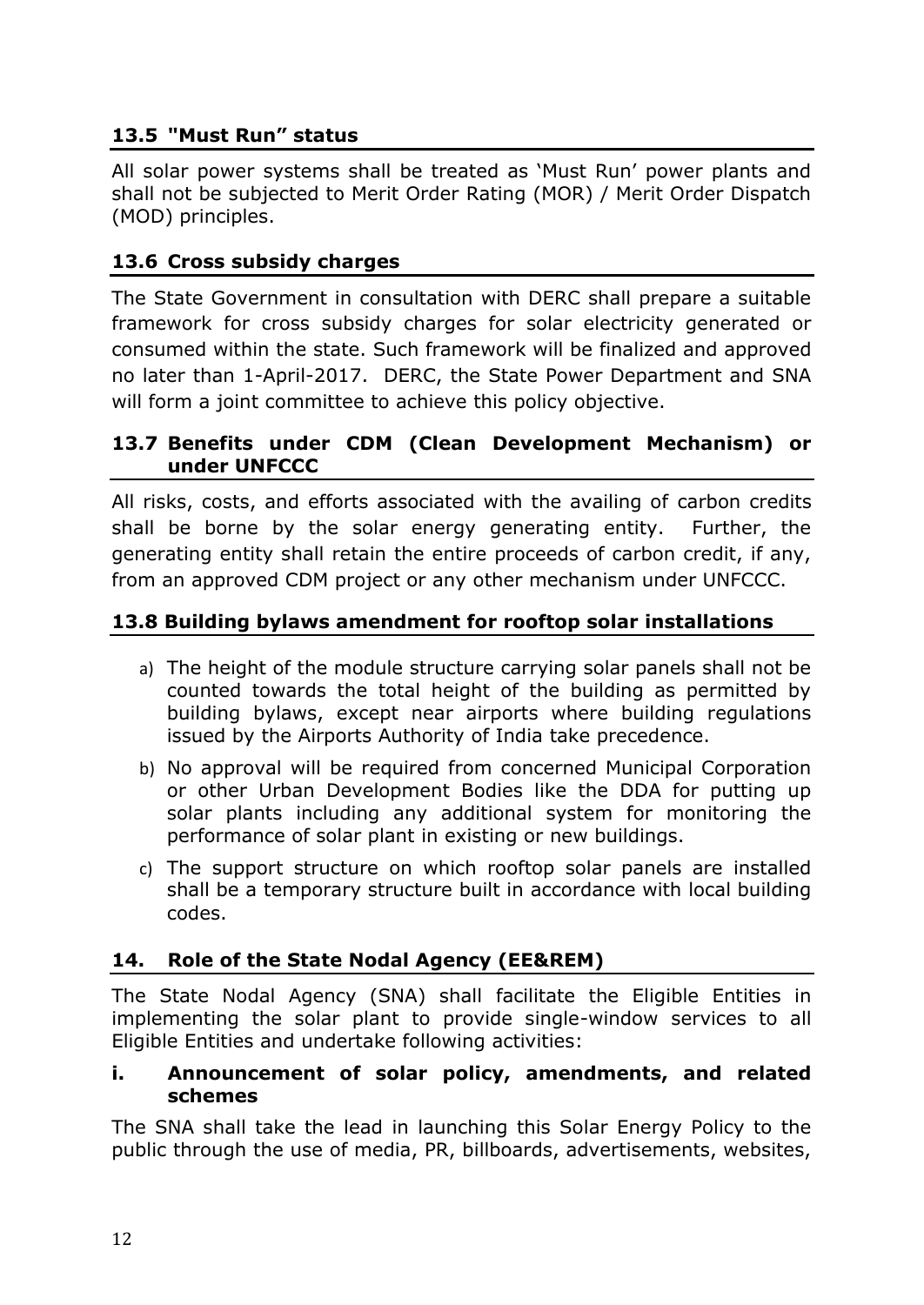### 13.5 "Must Run" status

All solar power systems shall be treated as 'Must Run' power plants and shall not be subjected to Merit Order Rating (MOR) / Merit Order Dispatch (MOD) principles.

### 13.6 Cross subsidy charges

The State Government in consultation with DERC shall prepare a suitable framework for cross subsidy charges for solar electricity generated or consumed within the state. Such framework will be finalized and approved no later than 1-April-2017. DERC, the State Power Department and SNA will form a joint committee to achieve this policy objective.

### 13.7 Benefits under CDM (Clean Development Mechanism) or under UNFCCC

All risks, costs, and efforts associated with the availing of carbon credits shall be borne by the solar energy generating entity. Further, the generating entity shall retain the entire proceeds of carbon credit, if any, from an approved CDM project or any other mechanism under UNFCCC.

### 13.8 Building bylaws amendment for rooftop solar installations

a) The height of the module structure carrying solar panels shall not be counted towards the total height of the building as permitted by building bylaws, except near airports where building regulations issued by the Airports Authority of India take precedence.

b) No approval will be required from concerned Municipal Corporation or other Urban Development Bodies like the DDA for putting up solar plants including any additional system for monitoring the performance of solar plant in existing or new buildings.

c) The support structure on which rooftop solar panels are installed shall be a temporary structure built in accordance with local building codes.

## 14. Role of the State Nodal Agency (EE&REM)

The State Nodal Agency (SNA) shall facilitate the Eligible Entities in implementing the solar plant to provide single-window services to all Eligible Entities and undertake following activities:

### i. Announcement of solar policy, amendments, and related schemes

The SNA shall take the lead in launching this Solar Energy Policy to the public through the use of media, PR, billboards, advertisements, websites,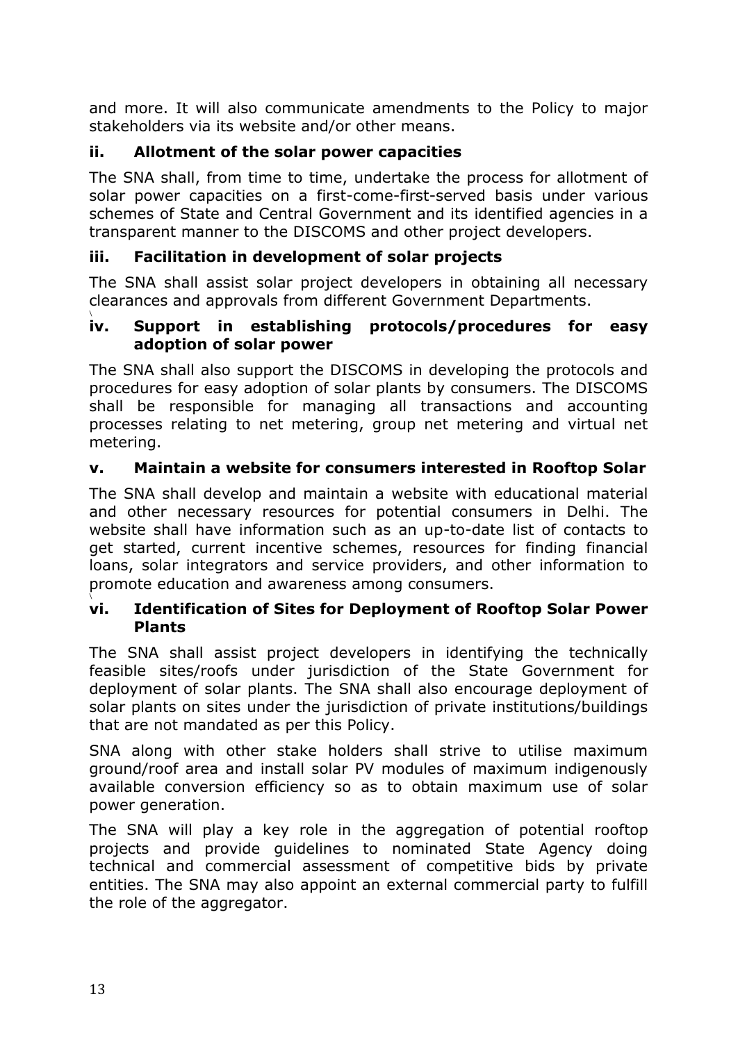and more. It will also communicate amendments to the Policy to major stakeholders via its website and/or other means.

### ii. Allotment of the solar power capacities

The SNA shall, from time to time, undertake the process for allotment of solar power capacities on a first-come-first-served basis under various schemes of State and Central Government and its identified agencies in a transparent manner to the DISCOMS and other project developers.

### iii. Facilitation in development of solar projects

The SNA shall assist solar project developers in obtaining all necessary clearances and approvals from different Government Departments.

### iv. Support in establishing protocols/procedures for easy adoption of solar power

The SNA shall also support the DISCOMS in developing the protocols and procedures for easy adoption of solar plants by consumers. The DISCOMS shall be responsible for managing all transactions and accounting processes relating to net metering, group net metering and virtual net metering.

### v. Maintain a website for consumers interested in Rooftop Solar

The SNA shall develop and maintain a website with educational material and other necessary resources for potential consumers in Delhi. The website shall have information such as an up-to-date list of contacts to get started, current incentive schemes, resources for finding financial loans, solar integrators and service providers, and other information to promote education and awareness among consumers.

### vi. Identification of Sites for Deployment of Rooftop Solar Power Plants

The SNA shall assist project developers in identifying the technically feasible sites/roofs under jurisdiction of the State Government for deployment of solar plants. The SNA shall also encourage deployment of solar plants on sites under the jurisdiction of private institutions/buildings that are not mandated as per this Policy.

SNA along with other stake holders shall strive to utilise maximum ground/roof area and install solar PV modules of maximum indigenously available conversion efficiency so as to obtain maximum use of solar power generation.

The SNA will play a key role in the aggregation of potential rooftop projects and provide guidelines to nominated State Agency doing technical and commercial assessment of competitive bids by private entities. The SNA may also appoint an external commercial party to fulfill the role of the aggregator.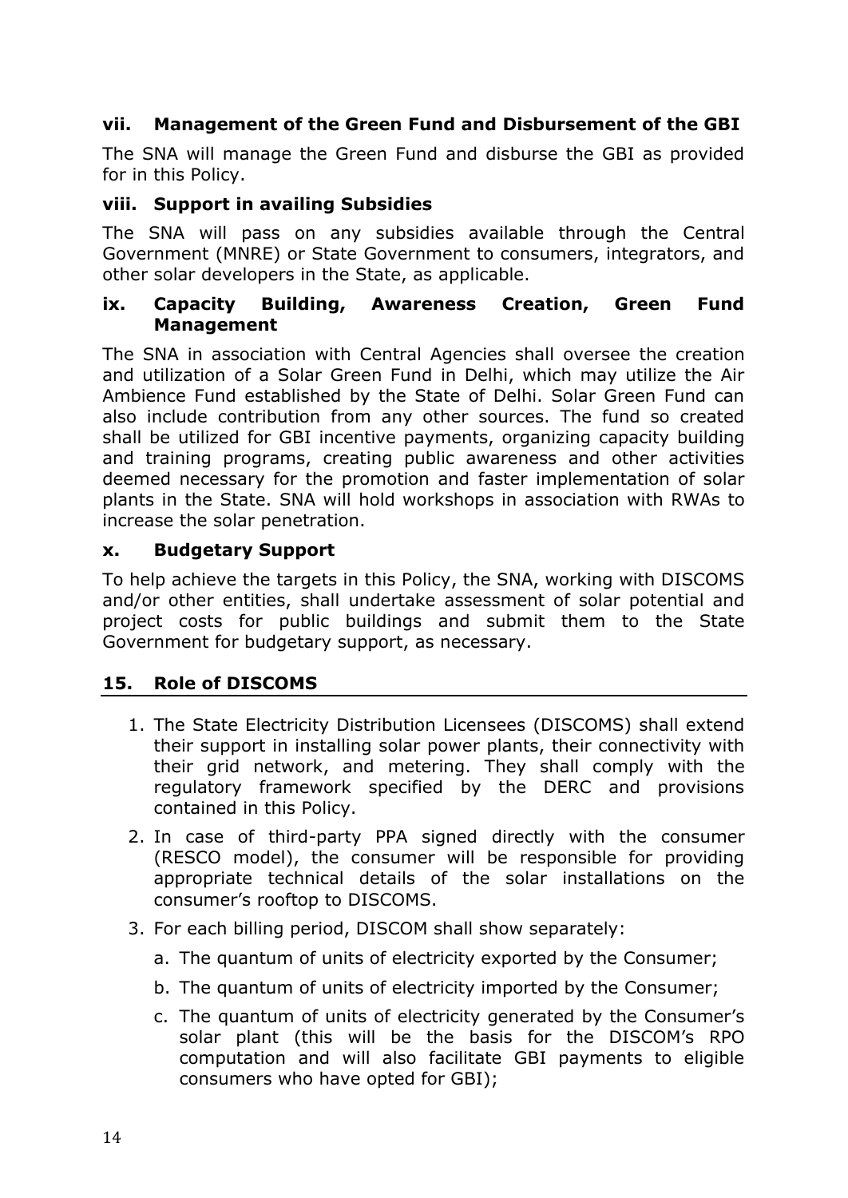### vii. Management of the Green Fund and Disbursement of the GBI

The SNA will manage the Green Fund and disburse the GBI as provided for in this Policy.

### viii. Support in availing Subsidies

The SNA will pass on any subsidies available through the Central Government (MNRE) or State Government to consumers, integrators, and other solar developers in the State, as applicable.

### ix. Capacity Building, Awareness Creation, Green Fund Management

The SNA in association with Central Agencies shall oversee the creation and utilization of a Solar Green Fund in Delhi, which may utilize the Air Ambience Fund established by the State of Delhi. Solar Green Fund can also include contribution from any other sources. The fund so created shall be utilized for GBI incentive payments, organizing capacity building and training programs, creating public awareness and other activities deemed necessary for the promotion and faster implementation of solar plants in the State. SNA will hold workshops in association with RWAs to increase the solar penetration.

### x. Budgetary Support

To help achieve the targets in this Policy, the SNA, working with DISCOMS and/or other entities, shall undertake assessment of solar potential and project costs for public buildings and submit them to the State Government for budgetary support, as necessary.

## 15. Role of DISCOMS

1. The State Electricity Distribution Licensees (DISCOMS) shall extend their support in installing solar power plants, their connectivity with their grid network, and metering. They shall comply with the regulatory framework specified by the DERC and provisions contained in this Policy.
2. In case of third-party PPA signed directly with the consumer (RESCO model), the consumer will be responsible for providing appropriate technical details of the solar installations on the consumer's rooftop to DISCOMS.
3. For each billing period, DISCOM shall show separately:
   a. The quantum of units of electricity exported by the Consumer;
   b. The quantum of units of electricity imported by the Consumer;
   c. The quantum of units of electricity generated by the Consumer's solar plant (this will be the basis for the DISCOM's RPO computation and will also facilitate GBI payments to eligible consumers who have opted for GBI);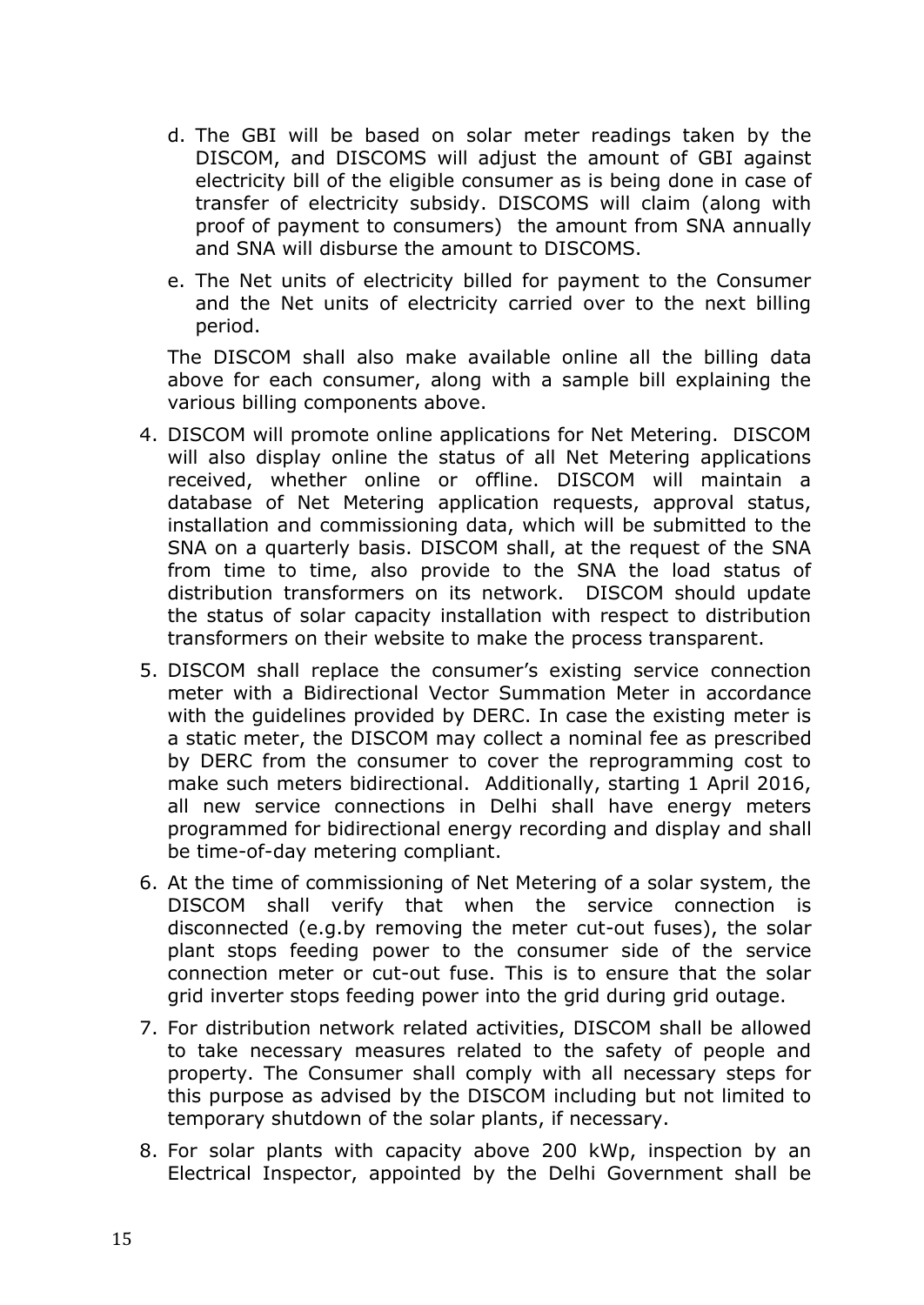d. The GBI will be based on solar meter readings taken by the DISCOM, and DISCOMS will adjust the amount of GBI against electricity bill of the eligible consumer as is being done in case of transfer of electricity subsidy. DISCOMS will claim (along with proof of payment to consumers) the amount from SNA annually and SNA will disburse the amount to DISCOMS.

e. The Net units of electricity billed for payment to the Consumer and the Net units of electricity carried over to the next billing period.

The DISCOM shall also make available online all the billing data above for each consumer, along with a sample bill explaining the various billing components above.

4. DISCOM will promote online applications for Net Metering. DISCOM will also display online the status of all Net Metering applications received, whether online or offline. DISCOM will maintain a database of Net Metering application requests, approval status, installation and commissioning data, which will be submitted to the SNA on a quarterly basis. DISCOM shall, at the request of the SNA from time to time, also provide to the SNA the load status of distribution transformers on its network. DISCOM should update the status of solar capacity installation with respect to distribution transformers on their website to make the process transparent.

5. DISCOM shall replace the consumer's existing service connection meter with a Bidirectional Vector Summation Meter in accordance with the guidelines provided by DERC. In case the existing meter is a static meter, the DISCOM may collect a nominal fee as prescribed by DERC from the consumer to cover the reprogramming cost to make such meters bidirectional. Additionally, starting 1 April 2016, all new service connections in Delhi shall have energy meters programmed for bidirectional energy recording and display and shall be time-of-day metering compliant.

6. At the time of commissioning of Net Metering of a solar system, the DISCOM shall verify that when the service connection is disconnected (e.g.by removing the meter cut-out fuses), the solar plant stops feeding power to the consumer side of the service connection meter or cut-out fuse. This is to ensure that the solar grid inverter stops feeding power into the grid during grid outage.

7. For distribution network related activities, DISCOM shall be allowed to take necessary measures related to the safety of people and property. The Consumer shall comply with all necessary steps for this purpose as advised by the DISCOM including but not limited to temporary shutdown of the solar plants, if necessary.

8. For solar plants with capacity above 200 kWp, inspection by an Electrical Inspector, appointed by the Delhi Government shall be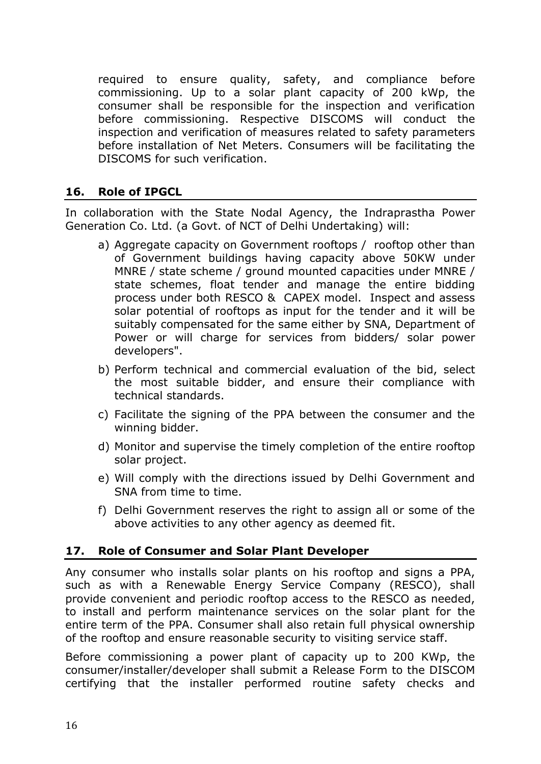required to ensure quality, safety, and compliance before commissioning. Up to a solar plant capacity of 200 kWp, the consumer shall be responsible for the inspection and verification before commissioning. Respective DISCOMS will conduct the inspection and verification of measures related to safety parameters before installation of Net Meters. Consumers will be facilitating the DISCOMS for such verification.

## 16. Role of IPGCL

In collaboration with the State Nodal Agency, the Indraprastha Power Generation Co. Ltd. (a Govt. of NCT of Delhi Undertaking) will:

a) Aggregate capacity on Government rooftops / rooftop other than of Government buildings having capacity above 50KW under MNRE / state scheme / ground mounted capacities under MNRE / state schemes, float tender and manage the entire bidding process under both RESCO & CAPEX model. Inspect and assess solar potential of rooftops as input for the tender and it will be suitably compensated for the same either by SNA, Department of Power or will charge for services from bidders/ solar power developers".

b) Perform technical and commercial evaluation of the bid, select the most suitable bidder, and ensure their compliance with technical standards.

c) Facilitate the signing of the PPA between the consumer and the winning bidder.

d) Monitor and supervise the timely completion of the entire rooftop solar project.

e) Will comply with the directions issued by Delhi Government and SNA from time to time.

f) Delhi Government reserves the right to assign all or some of the above activities to any other agency as deemed fit.

## 17. Role of Consumer and Solar Plant Developer

Any consumer who installs solar plants on his rooftop and signs a PPA, such as with a Renewable Energy Service Company (RESCO), shall provide convenient and periodic rooftop access to the RESCO as needed, to install and perform maintenance services on the solar plant for the entire term of the PPA. Consumer shall also retain full physical ownership of the rooftop and ensure reasonable security to visiting service staff.

Before commissioning a power plant of capacity up to 200 KWp, the consumer/installer/developer shall submit a Release Form to the DISCOM certifying that the installer performed routine safety checks and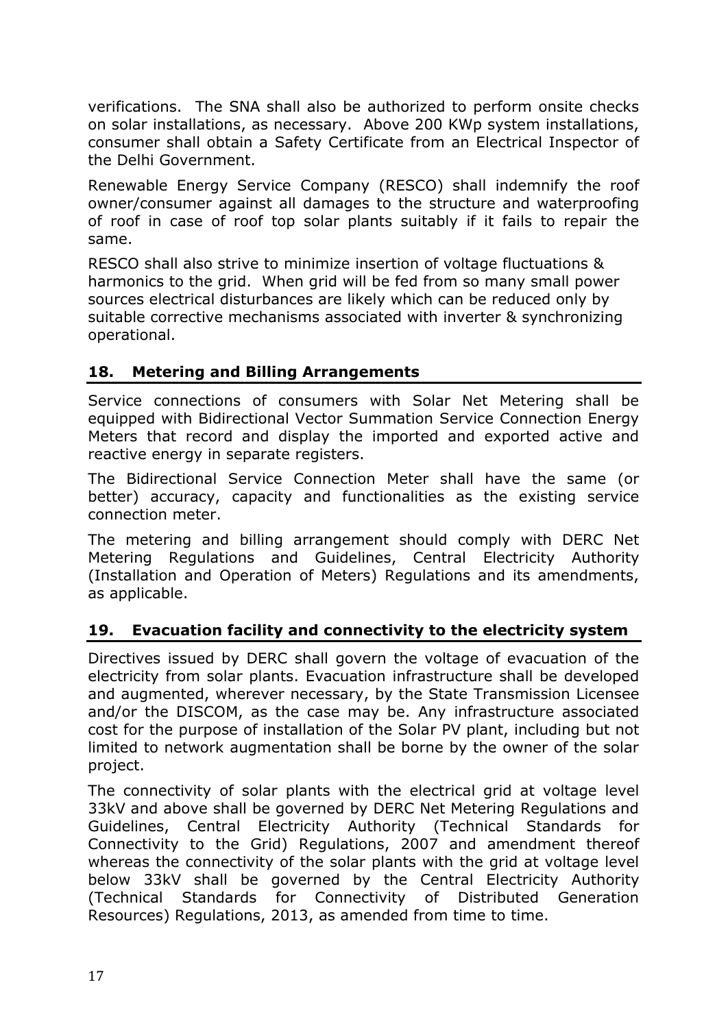verifications. The SNA shall also be authorized to perform onsite checks on solar installations, as necessary. Above 200 KWp system installations, consumer shall obtain a Safety Certificate from an Electrical Inspector of the Delhi Government.

Renewable Energy Service Company (RESCO) shall indemnify the roof owner/consumer against all damages to the structure and waterproofing of roof in case of roof top solar plants suitably if it fails to repair the same.

RESCO shall also strive to minimize insertion of voltage fluctuations & harmonics to the grid. When grid will be fed from so many small power sources electrical disturbances are likely which can be reduced only by suitable corrective mechanisms associated with inverter & synchronizing operational.

## 18. Metering and Billing Arrangements

Service connections of consumers with Solar Net Metering shall be equipped with Bidirectional Vector Summation Service Connection Energy Meters that record and display the imported and exported active and reactive energy in separate registers.

The Bidirectional Service Connection Meter shall have the same (or better) accuracy, capacity and functionalities as the existing service connection meter.

The metering and billing arrangement should comply with DERC Net Metering Regulations and Guidelines, Central Electricity Authority (Installation and Operation of Meters) Regulations and its amendments, as applicable.

## 19. Evacuation facility and connectivity to the electricity system

Directives issued by DERC shall govern the voltage of evacuation of the electricity from solar plants. Evacuation infrastructure shall be developed and augmented, wherever necessary, by the State Transmission Licensee and/or the DISCOM, as the case may be. Any infrastructure associated cost for the purpose of installation of the Solar PV plant, including but not limited to network augmentation shall be borne by the owner of the solar project.

The connectivity of solar plants with the electrical grid at voltage level 33kV and above shall be governed by DERC Net Metering Regulations and Guidelines, Central Electricity Authority (Technical Standards for Connectivity to the Grid) Regulations, 2007 and amendment thereof whereas the connectivity of the solar plants with the grid at voltage level below 33kV shall be governed by the Central Electricity Authority (Technical Standards for Connectivity of Distributed Generation Resources) Regulations, 2013, as amended from time to time.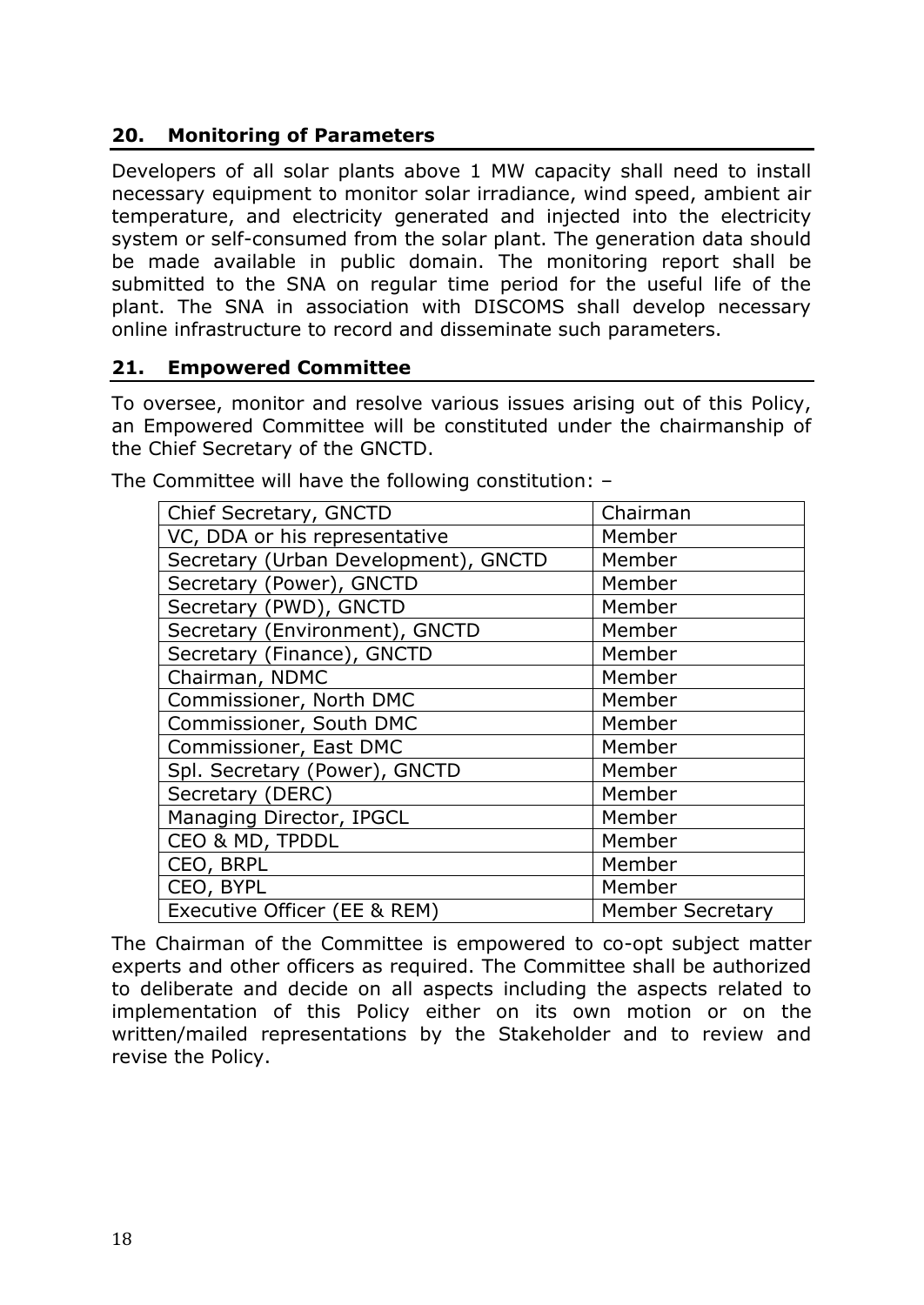## 20. Monitoring of Parameters

Developers of all solar plants above 1 MW capacity shall need to install necessary equipment to monitor solar irradiance, wind speed, ambient air temperature, and electricity generated and injected into the electricity system or self-consumed from the solar plant. The generation data should be made available in public domain. The monitoring report shall be submitted to the SNA on regular time period for the useful life of the plant. The SNA in association with DISCOMS shall develop necessary online infrastructure to record and disseminate such parameters.

## 21. Empowered Committee

To oversee, monitor and resolve various issues arising out of this Policy, an Empowered Committee will be constituted under the chairmanship of the Chief Secretary of the GNCTD.

The Committee will have the following constitution: –

| | |
|---|---|
| Chief Secretary, GNCTD | Chairman |
| VC, DDA or his representative | Member |
| Secretary (Urban Development), GNCTD | Member |
| Secretary (Power), GNCTD | Member |
| Secretary (PWD), GNCTD | Member |
| Secretary (Environment), GNCTD | Member |
| Secretary (Finance), GNCTD | Member |
| Chairman, NDMC | Member |
| Commissioner, North DMC | Member |
| Commissioner, South DMC | Member |
| Commissioner, East DMC | Member |
| Spl. Secretary (Power), GNCTD | Member |
| Secretary (DERC) | Member |
| Managing Director, IPGCL | Member |
| CEO & MD, TPDDL | Member |
| CEO, BRPL | Member |
| CEO, BYPL | Member |
| Executive Officer (EE & REM) | Member Secretary |

The Chairman of the Committee is empowered to co-opt subject matter experts and other officers as required. The Committee shall be authorized to deliberate and decide on all aspects including the aspects related to implementation of this Policy either on its own motion or on the written/mailed representations by the Stakeholder and to review and revise the Policy.